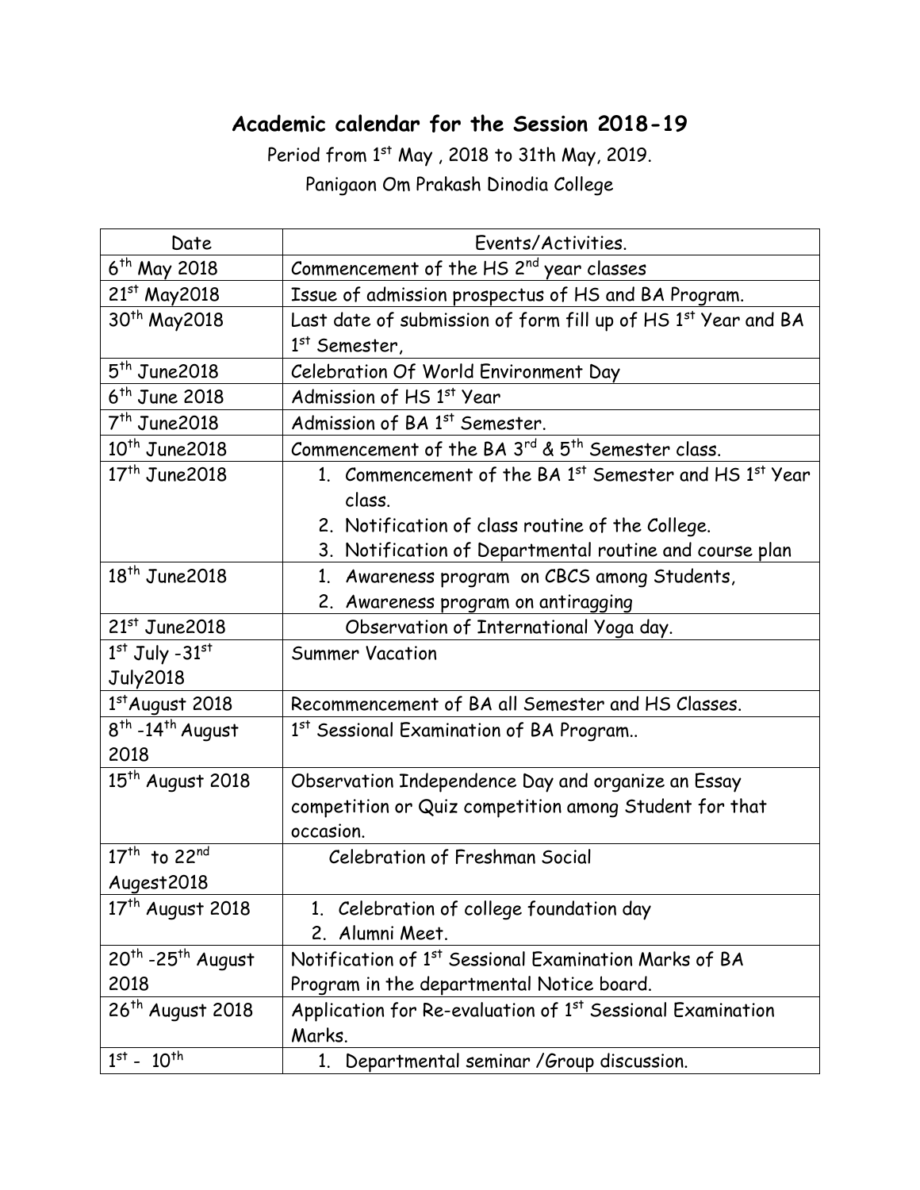# Academic calendar for the Session 2018-19

Period from 1st May , 2018 to 31th May, 2019.

Panigaon Om Prakash Dinodia College

| Date | Events/Activities. |
|---|---|
| 6th May 2018 | Commencement of the HS 2nd year classes |
| 21st May2018 | Issue of admission prospectus of HS and BA Program. |
| 30th May2018 | Last date of submission of form fill up of HS 1st Year and BA 1st Semester, |
| 5th June2018 | Celebration Of World Environment Day |
| 6th June 2018 | Admission of HS 1st Year |
| 7th June2018 | Admission of BA 1st Semester. |
| 10th June2018 | Commencement of the BA 3rd & 5th Semester class. |
| 17th June2018 | 1. Commencement of the BA 1st Semester and HS 1st Year class. 2. Notification of class routine of the College. 3. Notification of Departmental routine and course plan |
| 18th June2018 | 1. Awareness program on CBCS among Students, 2. Awareness program on antiragging |
| 21st June2018 | Observation of International Yoga day. |
| 1st July -31st July2018 | Summer Vacation |
| 1st August 2018 | Recommencement of BA all Semester and HS Classes. |
| 8th -14th August 2018 | 1st Sessional Examination of BA Program.. |
| 15th August 2018 | Observation Independence Day and organize an Essay competition or Quiz competition among Student for that occasion. |
| 17th to 22nd Augest2018 | Celebration of Freshman Social |
| 17th August 2018 | 1. Celebration of college foundation day 2. Alumni Meet. |
| 20th -25th August 2018 | Notification of 1st Sessional Examination Marks of BA Program in the departmental Notice board. |
| 26th August 2018 | Application for Re-evaluation of 1st Sessional Examination Marks. |
| 1st - 10th | 1. Departmental seminar /Group discussion. |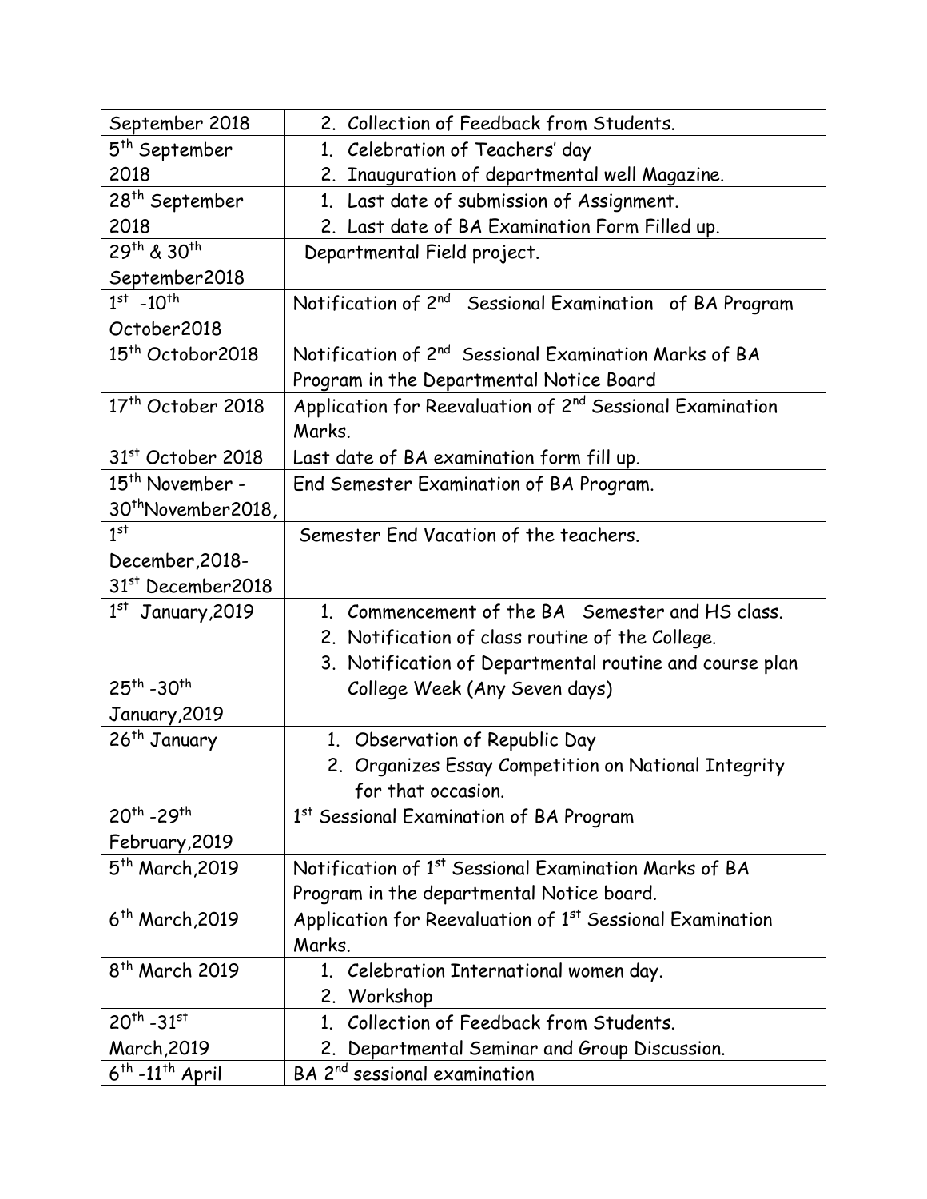| September 2018 | 2. Collection of Feedback from Students. |
|---|---|
| 5th September 2018 | 1. Celebration of Teachers' day<br>2. Inauguration of departmental well Magazine. |
| 28th September 2018 | 1. Last date of submission of Assignment.<br>2. Last date of BA Examination Form Filled up. |
| 29th & 30th September2018 | Departmental Field project. |
| 1st -10th October2018 | Notification of 2nd Sessional Examination of BA Program |
| 15th Octobor2018 | Notification of 2nd Sessional Examination Marks of BA Program in the Departmental Notice Board |
| 17th October 2018 | Application for Reevaluation of 2nd Sessional Examination Marks. |
| 31st October 2018 | Last date of BA examination form fill up. |
| 15th November - 30thNovember2018, | End Semester Examination of BA Program. |
| 1st December,2018- 31st December2018 | Semester End Vacation of the teachers. |
| 1st January,2019 | 1. Commencement of the BA Semester and HS class.<br>2. Notification of class routine of the College.<br>3. Notification of Departmental routine and course plan |
| 25th -30th January,2019 | College Week (Any Seven days) |
| 26th January | 1. Observation of Republic Day<br>2. Organizes Essay Competition on National Integrity for that occasion. |
| 20th -29th February,2019 | 1st Sessional Examination of BA Program |
| 5th March,2019 | Notification of 1st Sessional Examination Marks of BA Program in the departmental Notice board. |
| 6th March,2019 | Application for Reevaluation of 1st Sessional Examination Marks. |
| 8th March 2019 | 1. Celebration International women day.<br>2. Workshop |
| 20th -31st March,2019 | 1. Collection of Feedback from Students.<br>2. Departmental Seminar and Group Discussion. |
| 6th -11th April | BA 2nd sessional examination |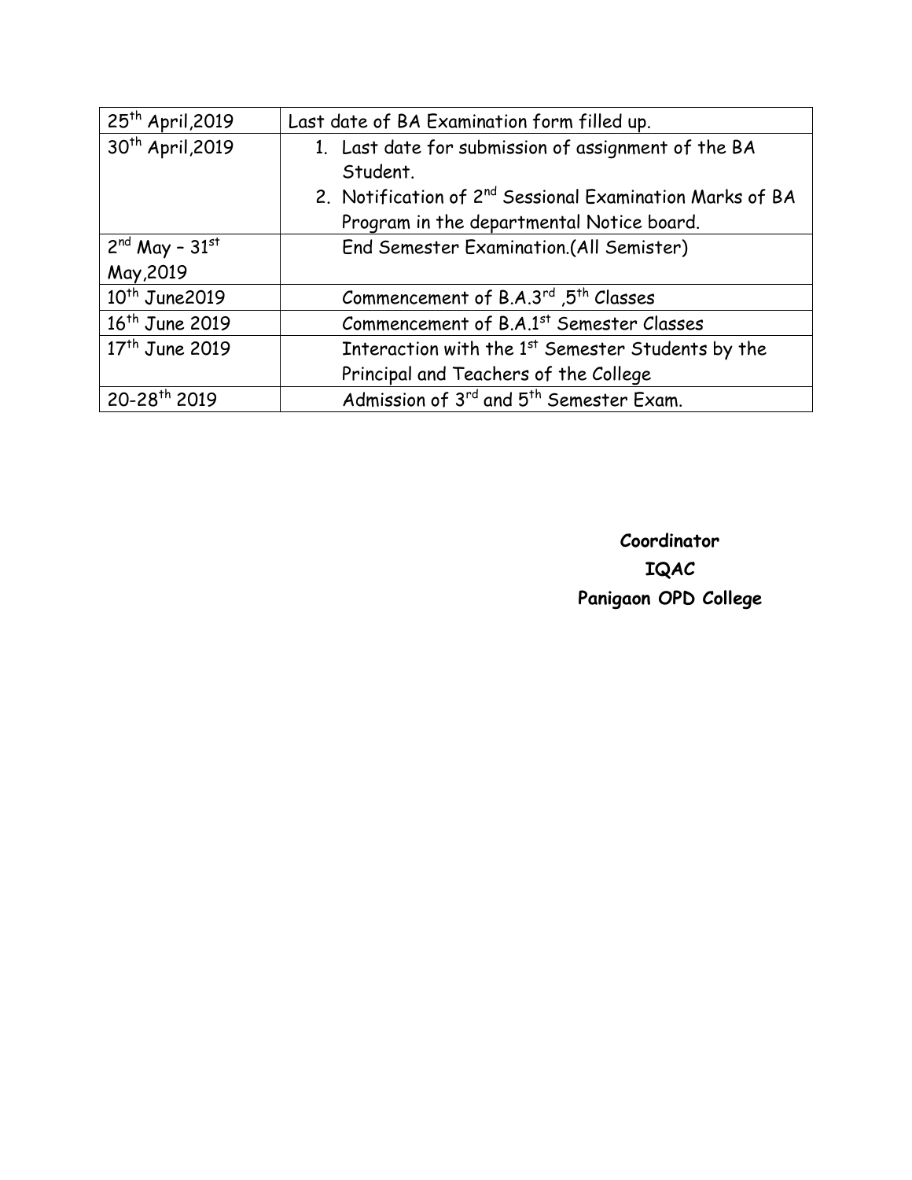| | |
|---|---|
| 25th April,2019 | Last date of BA Examination form filled up. |
| 30th April,2019 | 1. Last date for submission of assignment of the BA Student.<br>2. Notification of 2nd Sessional Examination Marks of BA Program in the departmental Notice board. |
| 2nd May – 31st May,2019 | End Semester Examination.(All Semister) |
| 10th June2019 | Commencement of B.A.3rd ,5th Classes |
| 16th June 2019 | Commencement of B.A.1st Semester Classes |
| 17th June 2019 | Interaction with the 1st Semester Students by the Principal and Teachers of the College |
| 20-28th 2019 | Admission of 3rd and 5th Semester Exam. |

**Coordinator**

**IQAC**

**Panigaon OPD College**